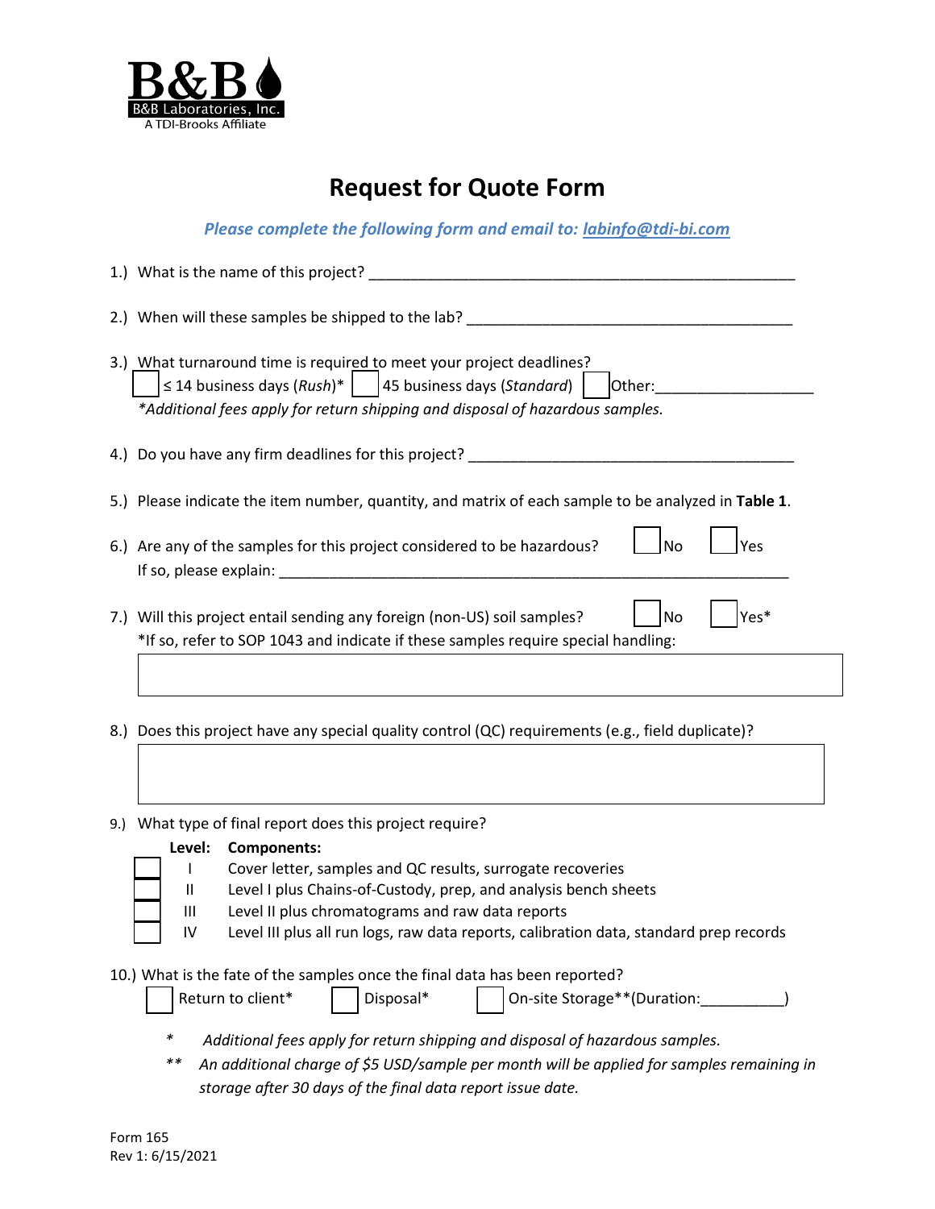B&B
B&B Laboratories, Inc.
A TDI-Brooks Affiliate

# Request for Quote Form

***Please complete the following form and email to: labinfo@tdi-bi.com***

1.) What is the name of this project? ____________________________________________________

2.) When will these samples be shipped to the lab? ____________________________________

3.) What turnaround time is required to meet your project deadlines?
☐ ≤ 14 business days (*Rush*)* ☐ 45 business days (*Standard*) ☐ Other:__________________
*\*Additional fees apply for return shipping and disposal of hazardous samples.*

4.) Do you have any firm deadlines for this project? ______________________________________

5.) Please indicate the item number, quantity, and matrix of each sample to be analyzed in **Table 1**.

6.) Are any of the samples for this project considered to be hazardous? ☐ No ☐ Yes
If so, please explain: ____________________________________________________________

7.) Will this project entail sending any foreign (non-US) soil samples? ☐ No ☐ Yes*
*If so, refer to SOP 1043 and indicate if these samples require special handling:

| |
|---|
| |

8.) Does this project have any special quality control (QC) requirements (e.g., field duplicate)?

| |
|---|
| |

9.) What type of final report does this project require?

| | Level: | Components: |
|---|---|---|
| ☐ | I | Cover letter, samples and QC results, surrogate recoveries |
| ☐ | II | Level I plus Chains-of-Custody, prep, and analysis bench sheets |
| ☐ | III | Level II plus chromatograms and raw data reports |
| ☐ | IV | Level III plus all run logs, raw data reports, calibration data, standard prep records |

10.) What is the fate of the samples once the final data has been reported?
☐ Return to client* ☐ Disposal* ☐ On-site Storage**(Duration:__________)

- \* *Additional fees apply for return shipping and disposal of hazardous samples.*
- \*\* *An additional charge of $5 USD/sample per month will be applied for samples remaining in storage after 30 days of the final data report issue date.*

Form 165
Rev 1: 6/15/2021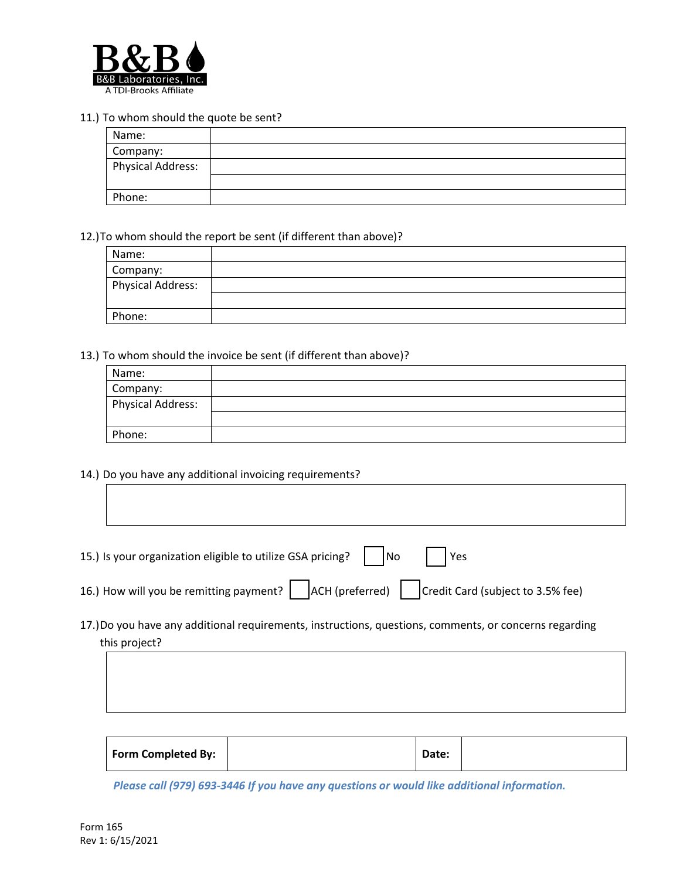B&B Laboratories, Inc.
A TDI-Brooks Affiliate

11.) To whom should the quote be sent?

| Name: | |
|---|---|
| Company: | |
| Physical Address: | |
| | |
| Phone: | |

12.)To whom should the report be sent (if different than above)?

| Name: | |
|---|---|
| Company: | |
| Physical Address: | |
| | |
| Phone: | |

13.) To whom should the invoice be sent (if different than above)?

| Name: | |
|---|---|
| Company: | |
| Physical Address: | |
| | |
| Phone: | |

14.) Do you have any additional invoicing requirements?

| |
|---|
| |

15.) Is your organization eligible to utilize GSA pricing? ☐ No ☐ Yes

16.) How will you be remitting payment? ☐ ACH (preferred) ☐ Credit Card (subject to 3.5% fee)

17.)Do you have any additional requirements, instructions, questions, comments, or concerns regarding this project?

| |
|---|
| |

| **Form Completed By:** | | **Date:** | |
|---|---|---|---|

***Please call (979) 693-3446 If you have any questions or would like additional information.***

Form 165
Rev 1: 6/15/2021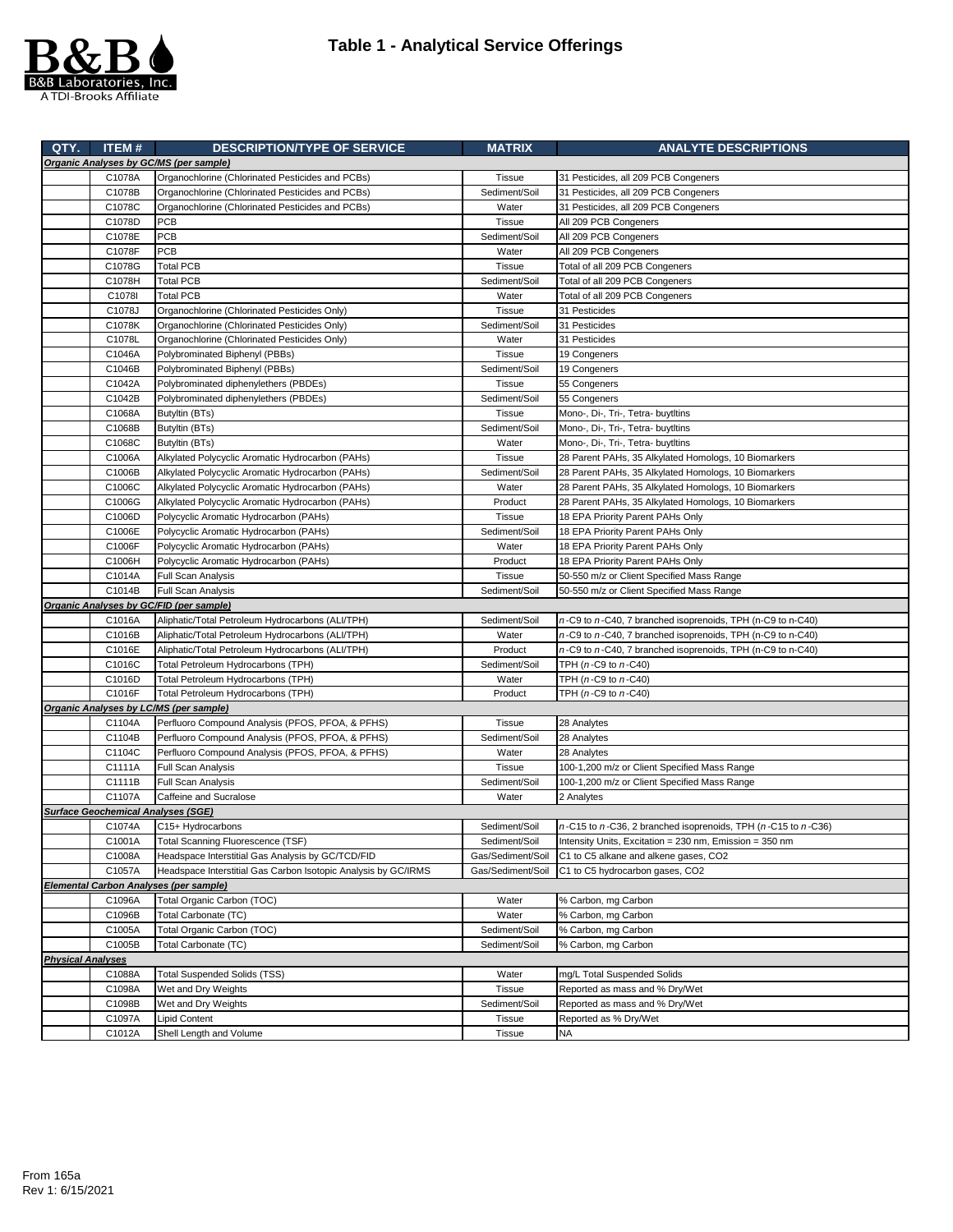# Table 1 - Analytical Service Offerings

| QTY. | ITEM # | DESCRIPTION/TYPE OF SERVICE | MATRIX | ANALYTE DESCRIPTIONS |
|---|---|---|---|---|
| ***Organic Analyses by GC/MS (per sample)*** | | | | |
| | C1078A | Organochlorine (Chlorinated Pesticides and PCBs) | Tissue | 31 Pesticides, all 209 PCB Congeners |
| | C1078B | Organochlorine (Chlorinated Pesticides and PCBs) | Sediment/Soil | 31 Pesticides, all 209 PCB Congeners |
| | C1078C | Organochlorine (Chlorinated Pesticides and PCBs) | Water | 31 Pesticides, all 209 PCB Congeners |
| | C1078D | PCB | Tissue | All 209 PCB Congeners |
| | C1078E | PCB | Sediment/Soil | All 209 PCB Congeners |
| | C1078F | PCB | Water | All 209 PCB Congeners |
| | C1078G | Total PCB | Tissue | Total of all 209 PCB Congeners |
| | C1078H | Total PCB | Sediment/Soil | Total of all 209 PCB Congeners |
| | C1078I | Total PCB | Water | Total of all 209 PCB Congeners |
| | C1078J | Organochlorine (Chlorinated Pesticides Only) | Tissue | 31 Pesticides |
| | C1078K | Organochlorine (Chlorinated Pesticides Only) | Sediment/Soil | 31 Pesticides |
| | C1078L | Organochlorine (Chlorinated Pesticides Only) | Water | 31 Pesticides |
| | C1046A | Polybrominated Biphenyl (PBBs) | Tissue | 19 Congeners |
| | C1046B | Polybrominated Biphenyl (PBBs) | Sediment/Soil | 19 Congeners |
| | C1042A | Polybrominated diphenylethers (PBDEs) | Tissue | 55 Congeners |
| | C1042B | Polybrominated diphenylethers (PBDEs) | Sediment/Soil | 55 Congeners |
| | C1068A | Butyltin (BTs) | Tissue | Mono-, Di-, Tri-, Tetra- buytltins |
| | C1068B | Butyltin (BTs) | Sediment/Soil | Mono-, Di-, Tri-, Tetra- buytltins |
| | C1068C | Butyltin (BTs) | Water | Mono-, Di-, Tri-, Tetra- buytltins |
| | C1006A | Alkylated Polycyclic Aromatic Hydrocarbon (PAHs) | Tissue | 28 Parent PAHs, 35 Alkylated Homologs, 10 Biomarkers |
| | C1006B | Alkylated Polycyclic Aromatic Hydrocarbon (PAHs) | Sediment/Soil | 28 Parent PAHs, 35 Alkylated Homologs, 10 Biomarkers |
| | C1006C | Alkylated Polycyclic Aromatic Hydrocarbon (PAHs) | Water | 28 Parent PAHs, 35 Alkylated Homologs, 10 Biomarkers |
| | C1006G | Alkylated Polycyclic Aromatic Hydrocarbon (PAHs) | Product | 28 Parent PAHs, 35 Alkylated Homologs, 10 Biomarkers |
| | C1006D | Polycyclic Aromatic Hydrocarbon (PAHs) | Tissue | 18 EPA Priority Parent PAHs Only |
| | C1006E | Polycyclic Aromatic Hydrocarbon (PAHs) | Sediment/Soil | 18 EPA Priority Parent PAHs Only |
| | C1006F | Polycyclic Aromatic Hydrocarbon (PAHs) | Water | 18 EPA Priority Parent PAHs Only |
| | C1006H | Polycyclic Aromatic Hydrocarbon (PAHs) | Product | 18 EPA Priority Parent PAHs Only |
| | C1014A | Full Scan Analysis | Tissue | 50-550 m/z or Client Specified Mass Range |
| | C1014B | Full Scan Analysis | Sediment/Soil | 50-550 m/z or Client Specified Mass Range |
| ***Organic Analyses by GC/FID (per sample)*** | | | | |
| | C1016A | Aliphatic/Total Petroleum Hydrocarbons (ALI/TPH) | Sediment/Soil | *n*-C9 to *n*-C40, 7 branched isoprenoids, TPH (n-C9 to n-C40) |
| | C1016B | Aliphatic/Total Petroleum Hydrocarbons (ALI/TPH) | Water | *n*-C9 to *n*-C40, 7 branched isoprenoids, TPH (n-C9 to n-C40) |
| | C1016E | Aliphatic/Total Petroleum Hydrocarbons (ALI/TPH) | Product | *n*-C9 to *n*-C40, 7 branched isoprenoids, TPH (n-C9 to n-C40) |
| | C1016C | Total Petroleum Hydrocarbons (TPH) | Sediment/Soil | TPH (*n*-C9 to *n*-C40) |
| | C1016D | Total Petroleum Hydrocarbons (TPH) | Water | TPH (*n*-C9 to *n*-C40) |
| | C1016F | Total Petroleum Hydrocarbons (TPH) | Product | TPH (*n*-C9 to *n*-C40) |
| ***Organic Analyses by LC/MS (per sample)*** | | | | |
| | C1104A | Perfluoro Compound Analysis (PFOS, PFOA, & PFHS) | Tissue | 28 Analytes |
| | C1104B | Perfluoro Compound Analysis (PFOS, PFOA, & PFHS) | Sediment/Soil | 28 Analytes |
| | C1104C | Perfluoro Compound Analysis (PFOS, PFOA, & PFHS) | Water | 28 Analytes |
| | C1111A | Full Scan Analysis | Tissue | 100-1,200 m/z or Client Specified Mass Range |
| | C1111B | Full Scan Analysis | Sediment/Soil | 100-1,200 m/z or Client Specified Mass Range |
| | C1107A | Caffeine and Sucralose | Water | 2 Analytes |
| ***Surface Geochemical Analyses (SGE)*** | | | | |
| | C1074A | C15+ Hydrocarbons | Sediment/Soil | *n*-C15 to *n*-C36, 2 branched isoprenoids, TPH (*n*-C15 to *n*-C36) |
| | C1001A | Total Scanning Fluorescence (TSF) | Sediment/Soil | Intensity Units, Excitation = 230 nm, Emission = 350 nm |
| | C1008A | Headspace Interstitial Gas Analysis by GC/TCD/FID | Gas/Sediment/Soil | C1 to C5 alkane and alkene gases, CO2 |
| | C1057A | Headspace Interstitial Gas Carbon Isotopic Analysis by GC/IRMS | Gas/Sediment/Soil | C1 to C5 hydrocarbon gases, CO2 |
| ***Elemental Carbon Analyses (per sample)*** | | | | |
| | C1096A | Total Organic Carbon (TOC) | Water | % Carbon, mg Carbon |
| | C1096B | Total Carbonate (TC) | Water | % Carbon, mg Carbon |
| | C1005A | Total Organic Carbon (TOC) | Sediment/Soil | % Carbon, mg Carbon |
| | C1005B | Total Carbonate (TC) | Sediment/Soil | % Carbon, mg Carbon |
| ***Physical Analyses*** | | | | |
| | C1088A | Total Suspended Solids (TSS) | Water | mg/L Total Suspended Solids |
| | C1098A | Wet and Dry Weights | Tissue | Reported as mass and % Dry/Wet |
| | C1098B | Wet and Dry Weights | Sediment/Soil | Reported as mass and % Dry/Wet |
| | C1097A | Lipid Content | Tissue | Reported as % Dry/Wet |
| | C1012A | Shell Length and Volume | Tissue | NA |

From 165a
Rev 1: 6/15/2021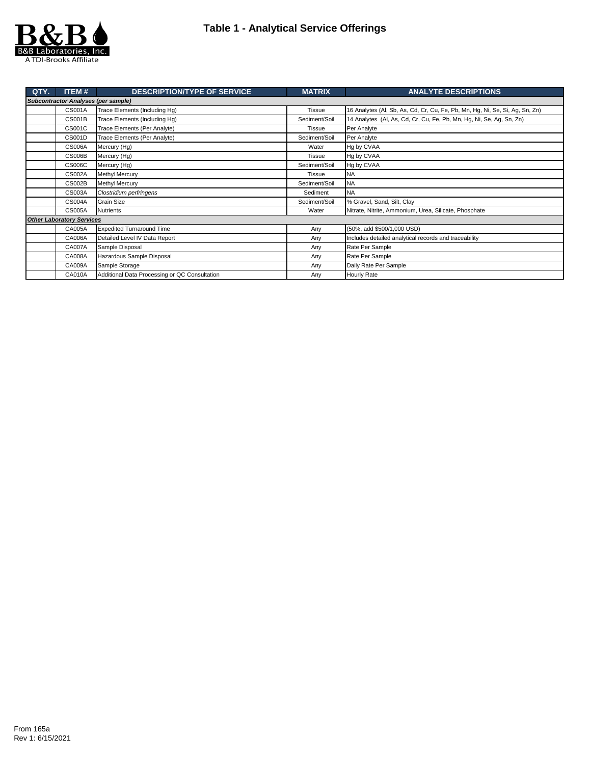B&B Laboratories, Inc.
A TDI-Brooks Affiliate

# Table 1 - Analytical Service Offerings

| QTY. | ITEM # | DESCRIPTION/TYPE OF SERVICE | MATRIX | ANALYTE DESCRIPTIONS |
|---|---|---|---|---|
| ***Subcontractor Analyses (per sample)*** | | | | |
| | CS001A | Trace Elements (Including Hg) | Tissue | 16 Analytes (Al, Sb, As, Cd, Cr, Cu, Fe, Pb, Mn, Hg, Ni, Se, Si, Ag, Sn, Zn) |
| | CS001B | Trace Elements (Including Hg) | Sediment/Soil | 14 Analytes (Al, As, Cd, Cr, Cu, Fe, Pb, Mn, Hg, Ni, Se, Ag, Sn, Zn) |
| | CS001C | Trace Elements (Per Analyte) | Tissue | Per Analyte |
| | CS001D | Trace Elements (Per Analyte) | Sediment/Soil | Per Analyte |
| | CS006A | Mercury (Hg) | Water | Hg by CVAA |
| | CS006B | Mercury (Hg) | Tissue | Hg by CVAA |
| | CS006C | Mercury (Hg) | Sediment/Soil | Hg by CVAA |
| | CS002A | Methyl Mercury | Tissue | NA |
| | CS002B | Methyl Mercury | Sediment/Soil | NA |
| | CS003A | *Clostridium perfringens* | Sediment | NA |
| | CS004A | Grain Size | Sediment/Soil | % Gravel, Sand, Silt, Clay |
| | CS005A | Nutrients | Water | Nitrate, Nitrite, Ammonium, Urea, Silicate, Phosphate |
| ***Other Laboratory Services*** | | | | |
| | CA005A | Expedited Turnaround Time | Any | (50%, add $500/1,000 USD) |
| | CA006A | Detailed Level IV Data Report | Any | Includes detailed analytical records and traceability |
| | CA007A | Sample Disposal | Any | Rate Per Sample |
| | CA008A | Hazardous Sample Disposal | Any | Rate Per Sample |
| | CA009A | Sample Storage | Any | Daily Rate Per Sample |
| | CA010A | Additional Data Processing or QC Consultation | Any | Hourly Rate |

From 165a
Rev 1: 6/15/2021